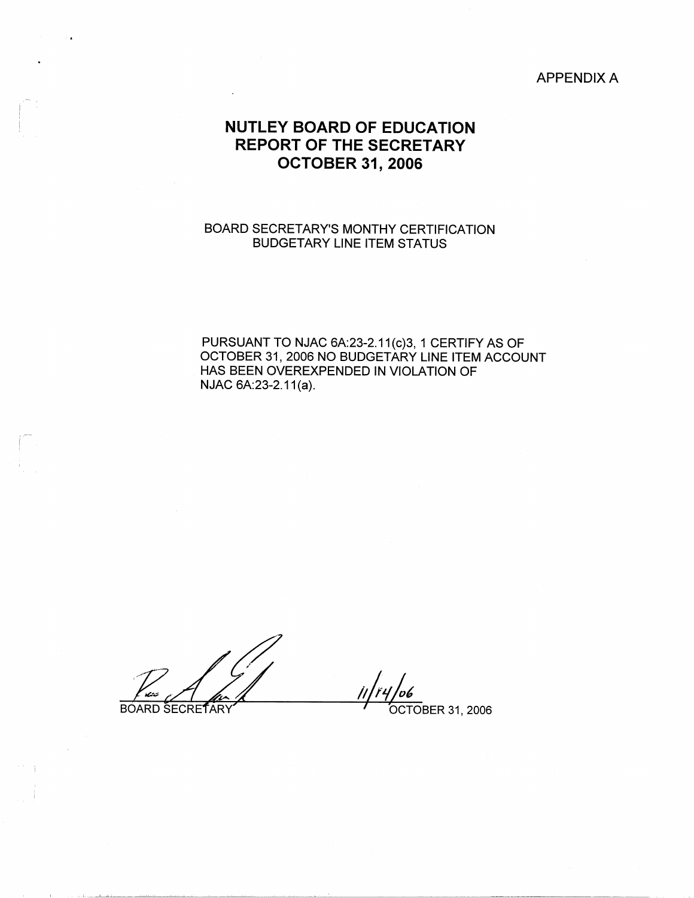APPENDIX A

# NUTLEY BOARD OF EDUCATION
# REPORT OF THE SECRETARY
# OCTOBER 31, 2006

BOARD SECRETARY'S MONTHY CERTIFICATION
BUDGETARY LINE ITEM STATUS

PURSUANT TO NJAC 6A:23-2.11(c)3, 1 CERTIFY AS OF OCTOBER 31, 2006 NO BUDGETARY LINE ITEM ACCOUNT HAS BEEN OVEREXPENDED IN VIOLATION OF NJAC 6A:23-2.11(a).

BOARD SECRETARY

11/14/06
OCTOBER 31, 2006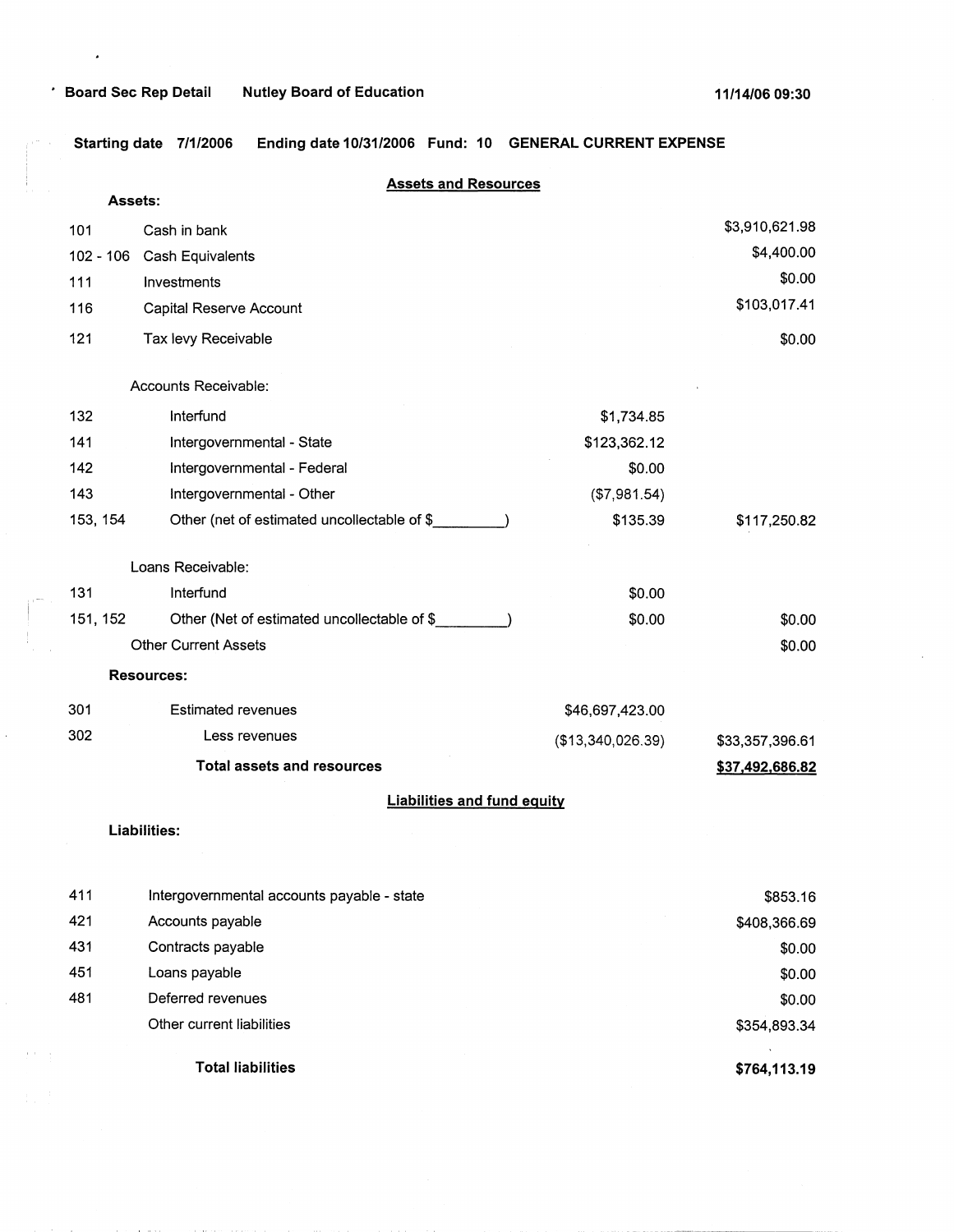**Board Sec Rep Detail** **Nutley Board of Education** **11/14/06 09:30**

**Starting date 7/1/2006 Ending date 10/31/2006 Fund: 10 GENERAL CURRENT EXPENSE**

## Assets and Resources

| | | | |
|---|---|---|---|
| **Assets:** | | | |
| 101 | Cash in bank | | $3,910,621.98 |
| 102 - 106 | Cash Equivalents | | $4,400.00 |
| 111 | Investments | | $0.00 |
| 116 | Capital Reserve Account | | $103,017.41 |
| 121 | Tax levy Receivable | | $0.00 |
| | Accounts Receivable: | | |
| 132 | Interfund | $1,734.85 | |
| 141 | Intergovernmental - State | $123,362.12 | |
| 142 | Intergovernmental - Federal | $0.00 | |
| 143 | Intergovernmental - Other | ($7,981.54) | |
| 153, 154 | Other (net of estimated uncollectable of $_________) | $135.39 | $117,250.82 |
| | Loans Receivable: | | |
| 131 | Interfund | $0.00 | |
| 151, 152 | Other (Net of estimated uncollectable of $_________) | $0.00 | $0.00 |
| | Other Current Assets | | $0.00 |
| **Resources:** | | | |
| 301 | Estimated revenues | $46,697,423.00 | |
| 302 | Less revenues | ($13,340,026.39) | $33,357,396.61 |
| | **Total assets and resources** | | **$37,492,686.82** |

## Liabilities and fund equity

| | | |
|---|---|---|
| **Liabilities:** | | |
| 411 | Intergovernmental accounts payable - state | $853.16 |
| 421 | Accounts payable | $408,366.69 |
| 431 | Contracts payable | $0.00 |
| 451 | Loans payable | $0.00 |
| 481 | Deferred revenues | $0.00 |
| | Other current liabilities | $354,893.34 |
| | **Total liabilities** | **$764,113.19** |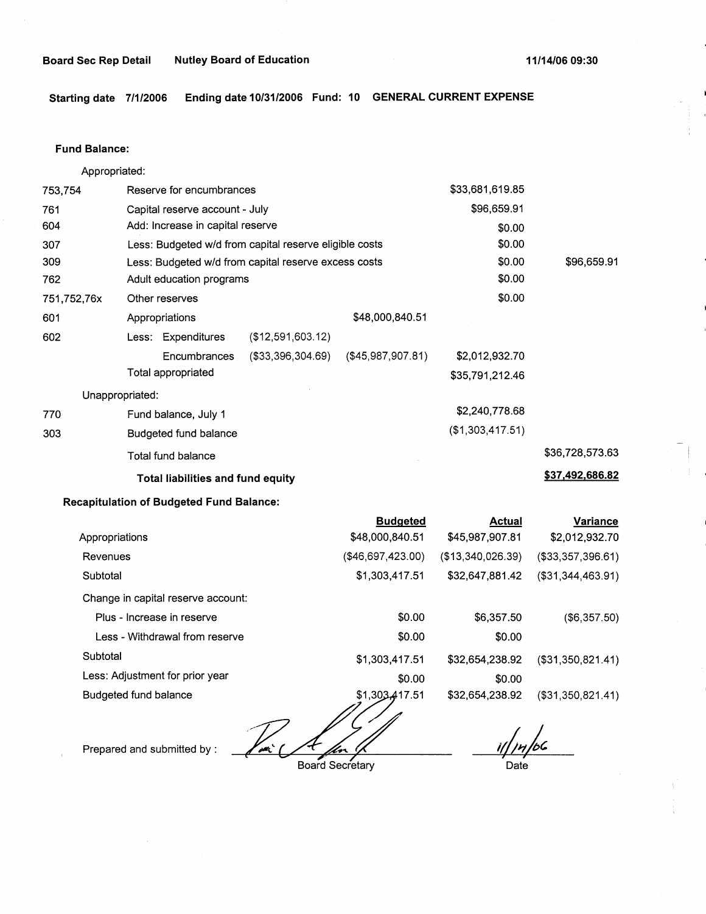**Board Sec Rep Detail** **Nutley Board of Education** **11/14/06 09:30**

**Starting date 7/1/2006 Ending date 10/31/2006 Fund: 10 GENERAL CURRENT EXPENSE**

**Fund Balance:**

| | | | | | |
|---|---|---|---|---|---|
| | Appropriated: | | | | |
| 753,754 | Reserve for encumbrances | | | $33,681,619.85 | |
| 761 | Capital reserve account - July | | | $96,659.91 | |
| 604 | Add: Increase in capital reserve | | | $0.00 | |
| 307 | Less: Budgeted w/d from capital reserve eligible costs | | | $0.00 | |
| 309 | Less: Budgeted w/d from capital reserve excess costs | | | $0.00 | $96,659.91 |
| 762 | Adult education programs | | | $0.00 | |
| 751,752,76x | Other reserves | | | $0.00 | |
| 601 | Appropriations | | $48,000,840.51 | | |
| 602 | Less: Expenditures | ($12,591,603.12) | | | |
| | Encumbrances | ($33,396,304.69) | ($45,987,907.81) | $2,012,932.70 | |
| | Total appropriated | | | $35,791,212.46 | |
| | Unappropriated: | | | | |
| 770 | Fund balance, July 1 | | | $2,240,778.68 | |
| 303 | Budgeted fund balance | | | ($1,303,417.51) | |
| | Total fund balance | | | | $36,728,573.63 |
| | **Total liabilities and fund equity** | | | | **$37,492,686.82** |

**Recapitulation of Budgeted Fund Balance:**

| | Budgeted | Actual | Variance |
|---|---|---|---|
| Appropriations | $48,000,840.51 | $45,987,907.81 | $2,012,932.70 |
| Revenues | ($46,697,423.00) | ($13,340,026.39) | ($33,357,396.61) |
| Subtotal | $1,303,417.51 | $32,647,881.42 | ($31,344,463.91) |
| Change in capital reserve account: | | | |
| Plus - Increase in reserve | $0.00 | $6,357.50 | ($6,357.50) |
| Less - Withdrawal from reserve | $0.00 | $0.00 | |
| Subtotal | $1,303,417.51 | $32,654,238.92 | ($31,350,821.41) |
| Less: Adjustment for prior year | $0.00 | $0.00 | |
| Budgeted fund balance | $1,303,417.51 | $32,654,238.92 | ($31,350,821.41) |

Prepared and submitted by : ______________________ Board Secretary

11/14/06
Date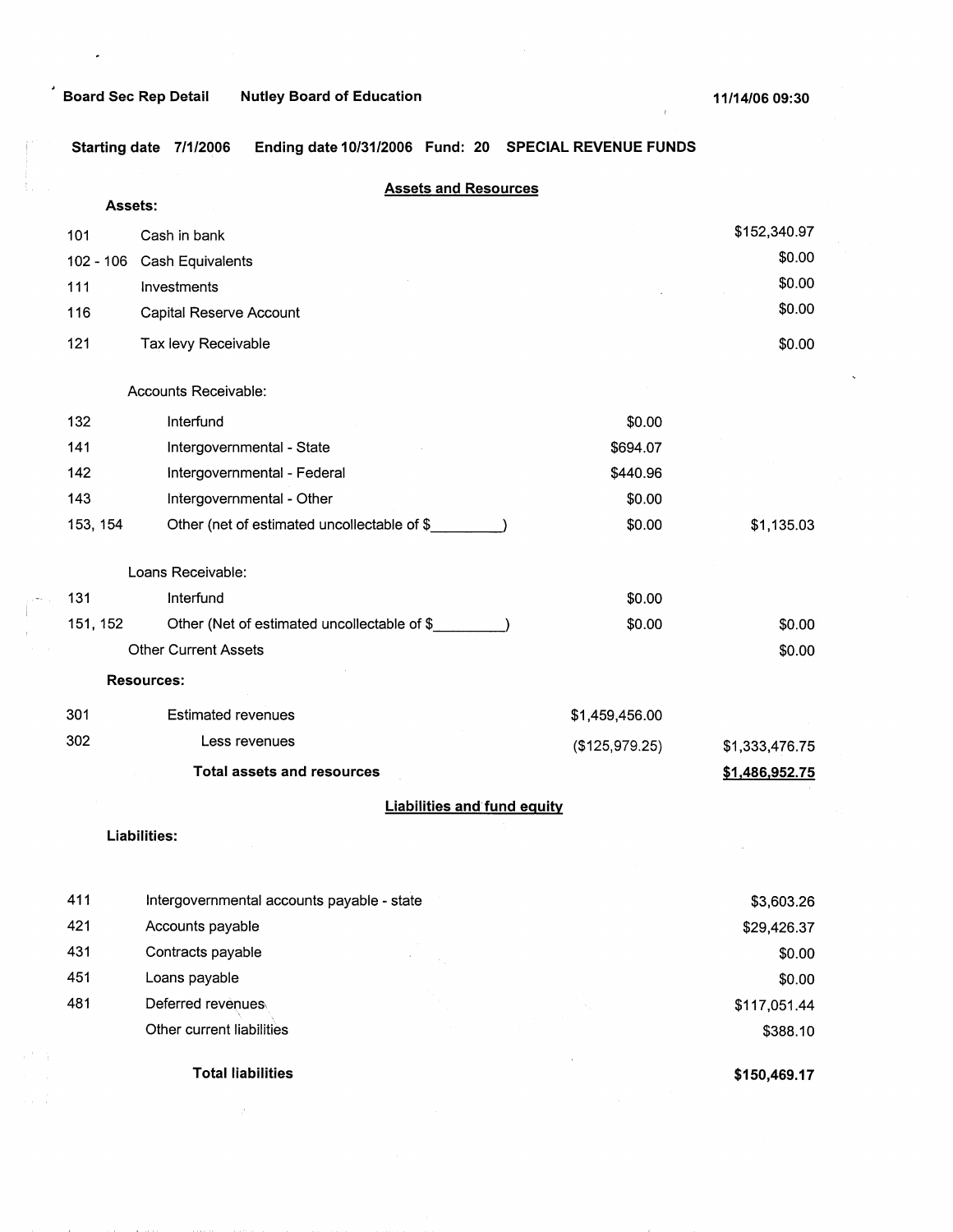**Board Sec Rep Detail** **Nutley Board of Education** **11/14/06 09:30**

**Starting date 7/1/2006 Ending date 10/31/2006 Fund: 20 SPECIAL REVENUE FUNDS**

## Assets and Resources

**Assets:**

| | | | |
|---|---|---|---|
| 101 | Cash in bank | | $152,340.97 |
| 102 - 106 | Cash Equivalents | | $0.00 |
| 111 | Investments | | $0.00 |
| 116 | Capital Reserve Account | | $0.00 |
| 121 | Tax levy Receivable | | $0.00 |
| | Accounts Receivable: | | |
| 132 | Interfund | $0.00 | |
| 141 | Intergovernmental - State | $694.07 | |
| 142 | Intergovernmental - Federal | $440.96 | |
| 143 | Intergovernmental - Other | $0.00 | |
| 153, 154 | Other (net of estimated uncollectable of $\_\_\_\_\_\_\_\_\_) | $0.00 | $1,135.03 |
| | Loans Receivable: | | |
| 131 | Interfund | $0.00 | |
| 151, 152 | Other (Net of estimated uncollectable of $\_\_\_\_\_\_\_\_\_) | $0.00 | $0.00 |
| | Other Current Assets | | $0.00 |
| | **Resources:** | | |
| 301 | Estimated revenues | $1,459,456.00 | |
| 302 | Less revenues | ($125,979.25) | $1,333,476.75 |
| | **Total assets and resources** | | **$1,486,952.75** |

## Liabilities and fund equity

**Liabilities:**

| | | |
|---|---|---|
| 411 | Intergovernmental accounts payable - state | $3,603.26 |
| 421 | Accounts payable | $29,426.37 |
| 431 | Contracts payable | $0.00 |
| 451 | Loans payable | $0.00 |
| 481 | Deferred revenues | $117,051.44 |
| | Other current liabilities | $388.10 |
| | **Total liabilities** | **$150,469.17** |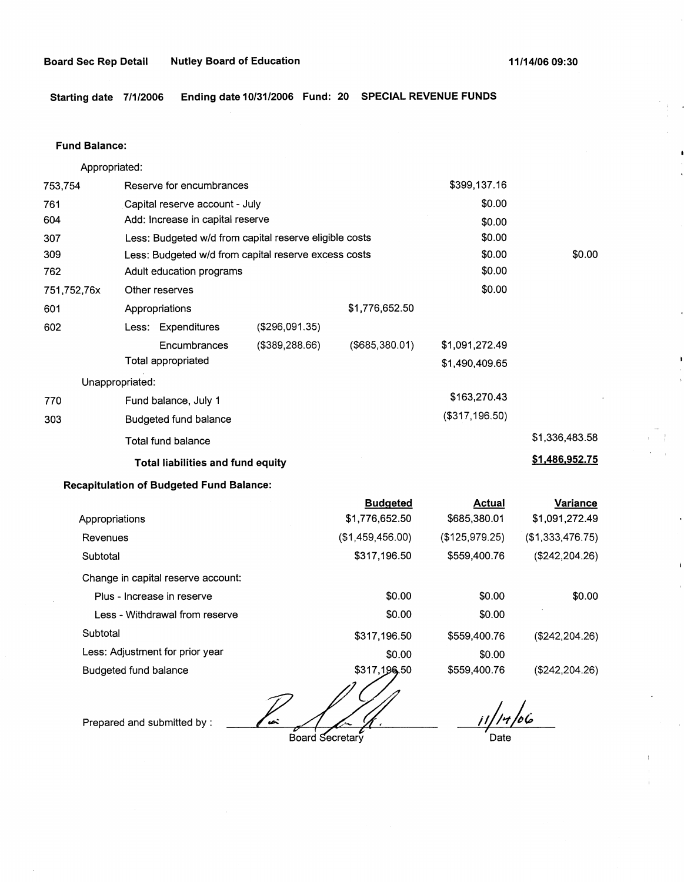Board Sec Rep Detail    Nutley Board of Education    11/14/06 09:30

**Starting date 7/1/2006    Ending date 10/31/2006  Fund: 20  SPECIAL REVENUE FUNDS**

**Fund Balance:**

| | | | | | |
|---|---|---|---|---|---|
| | Appropriated: | | | | |
| 753,754 | Reserve for encumbrances | | | $399,137.16 | |
| 761 | Capital reserve account - July | | | $0.00 | |
| 604 | Add: Increase in capital reserve | | | $0.00 | |
| 307 | Less: Budgeted w/d from capital reserve eligible costs | | | $0.00 | |
| 309 | Less: Budgeted w/d from capital reserve excess costs | | | $0.00 | $0.00 |
| 762 | Adult education programs | | | $0.00 | |
| 751,752,76x | Other reserves | | | $0.00 | |
| 601 | Appropriations | | $1,776,652.50 | | |
| 602 | Less: Expenditures | ($296,091.35) | | | |
| | Encumbrances | ($389,288.66) | ($685,380.01) | $1,091,272.49 | |
| | Total appropriated | | | $1,490,409.65 | |
| | Unappropriated: | | | | |
| 770 | Fund balance, July 1 | | | $163,270.43 | |
| 303 | Budgeted fund balance | | | ($317,196.50) | |
| | Total fund balance | | | | $1,336,483.58 |
| | **Total liabilities and fund equity** | | | | **$1,486,952.75** |

**Recapitulation of Budgeted Fund Balance:**

| | Budgeted | Actual | Variance |
|---|---|---|---|
| Appropriations | $1,776,652.50 | $685,380.01 | $1,091,272.49 |
| Revenues | ($1,459,456.00) | ($125,979.25) | ($1,333,476.75) |
| Subtotal | $317,196.50 | $559,400.76 | ($242,204.26) |
| Change in capital reserve account: | | | |
| Plus - Increase in reserve | $0.00 | $0.00 | $0.00 |
| Less - Withdrawal from reserve | $0.00 | $0.00 | |
| Subtotal | $317,196.50 | $559,400.76 | ($242,204.26) |
| Less: Adjustment for prior year | $0.00 | $0.00 | |
| Budgeted fund balance | $317,196.50 | $559,400.76 | ($242,204.26) |

Prepared and submitted by : ______________________ Board Secretary    11/14/06 Date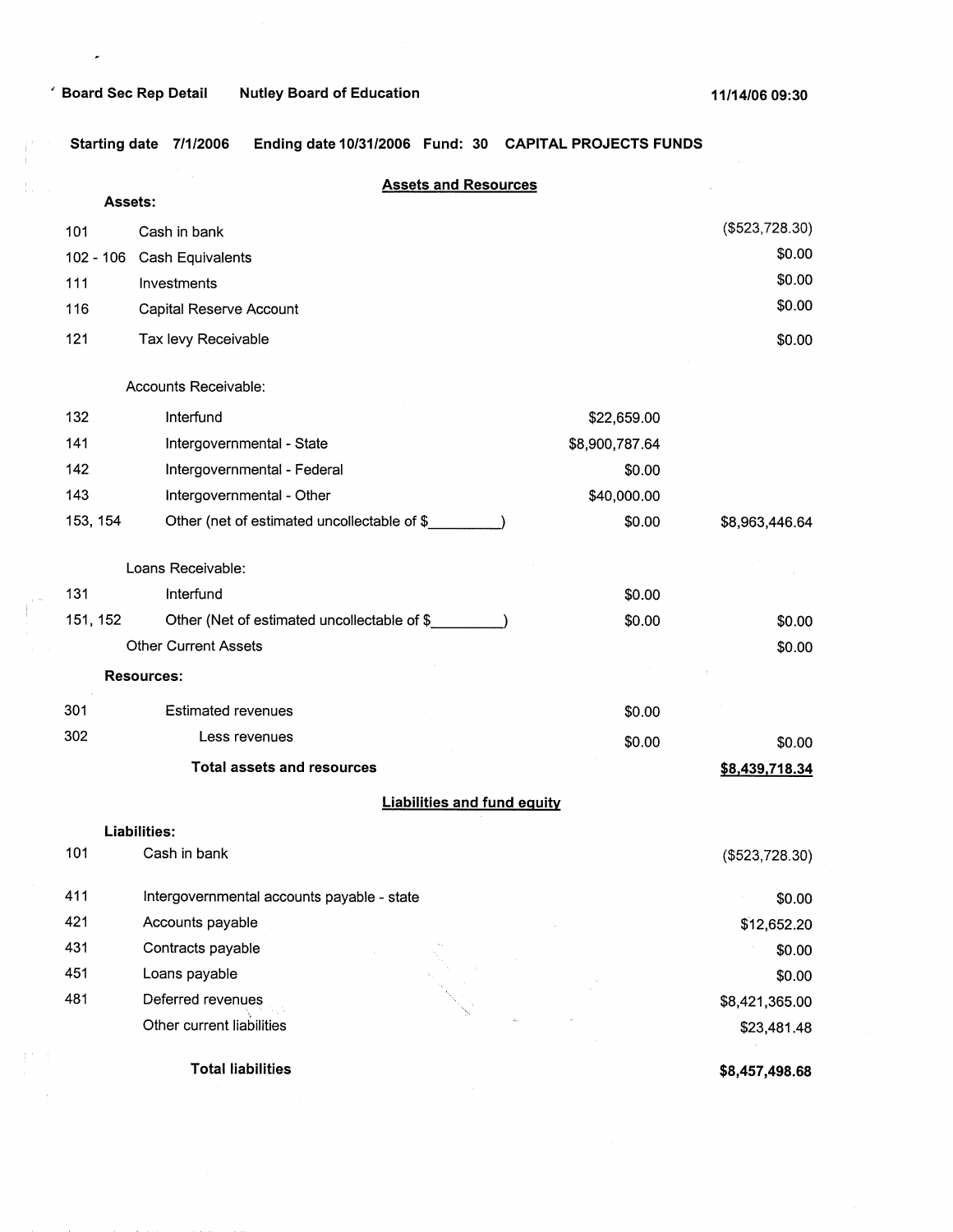Board Sec Rep Detail    Nutley Board of Education    11/14/06 09:30

Starting date 7/1/2006    Ending date 10/31/2006    Fund: 30    CAPITAL PROJECTS FUNDS

## Assets and Resources

| | | | |
|---|---|---|---|
| **Assets:** | | | |
| 101 | Cash in bank | | ($523,728.30) |
| 102 - 106 | Cash Equivalents | | $0.00 |
| 111 | Investments | | $0.00 |
| 116 | Capital Reserve Account | | $0.00 |
| 121 | Tax levy Receivable | | $0.00 |
| | Accounts Receivable: | | |
| 132 | Interfund | $22,659.00 | |
| 141 | Intergovernmental - State | $8,900,787.64 | |
| 142 | Intergovernmental - Federal | $0.00 | |
| 143 | Intergovernmental - Other | $40,000.00 | |
| 153, 154 | Other (net of estimated uncollectable of $_________) | $0.00 | $8,963,446.64 |
| | Loans Receivable: | | |
| 131 | Interfund | $0.00 | |
| 151, 152 | Other (Net of estimated uncollectable of $_________) | $0.00 | $0.00 |
| | Other Current Assets | | $0.00 |
| **Resources:** | | | |
| 301 | Estimated revenues | $0.00 | |
| 302 | Less revenues | $0.00 | $0.00 |
| | **Total assets and resources** | | **$8,439,718.34** |

## Liabilities and fund equity

| | | |
|---|---|---|
| **Liabilities:** | | |
| 101 | Cash in bank | ($523,728.30) |
| 411 | Intergovernmental accounts payable - state | $0.00 |
| 421 | Accounts payable | $12,652.20 |
| 431 | Contracts payable | $0.00 |
| 451 | Loans payable | $0.00 |
| 481 | Deferred revenues | $8,421,365.00 |
| | Other current liabilities | $23,481.48 |
| | **Total liabilities** | **$8,457,498.68** |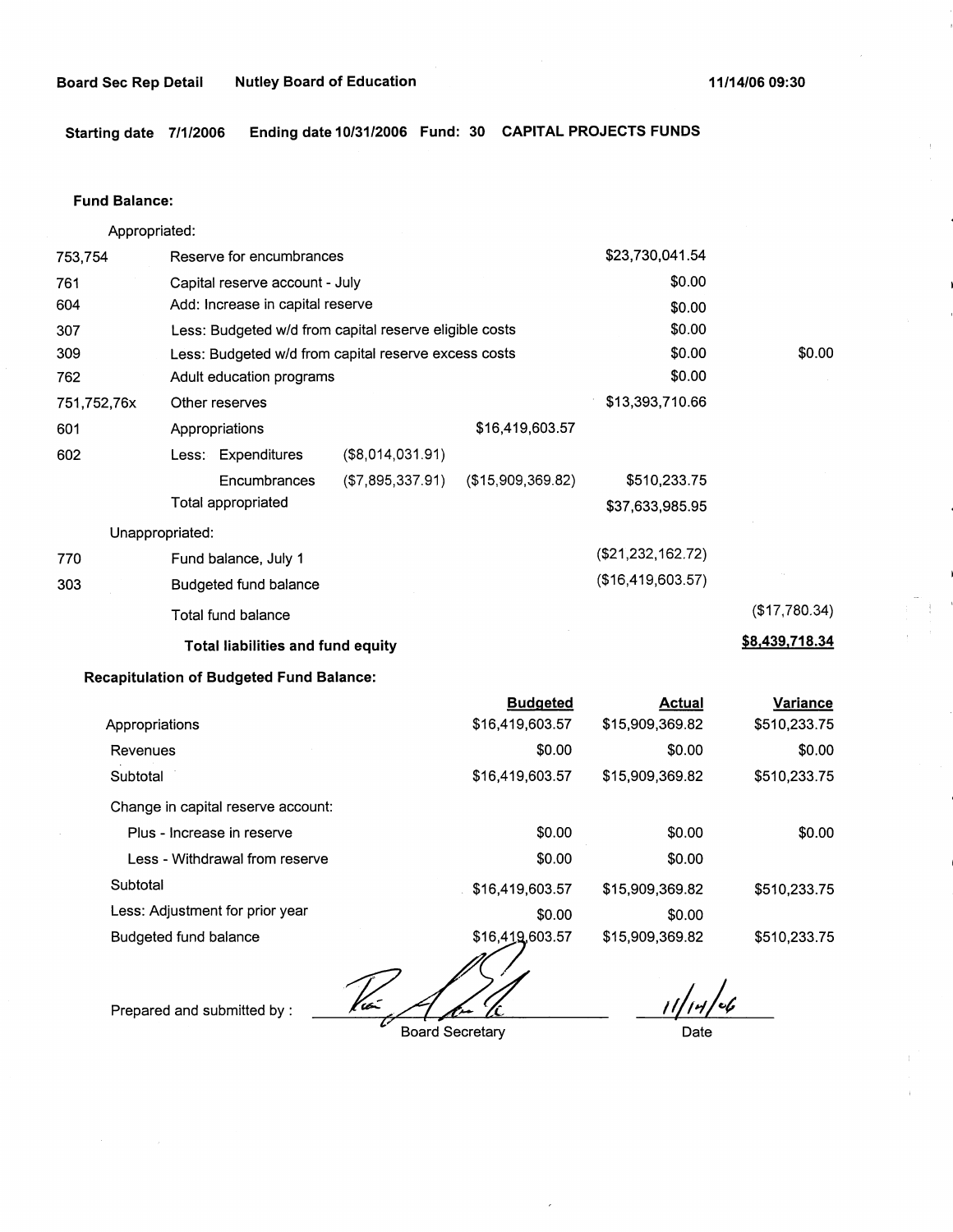**Board Sec Rep Detail** **Nutley Board of Education** **11/14/06 09:30**

**Starting date 7/1/2006 Ending date 10/31/2006 Fund: 30 CAPITAL PROJECTS FUNDS**

**Fund Balance:**

| | | | | | |
|---|---|---|---|---|---|
| | Appropriated: | | | | |
| 753,754 | Reserve for encumbrances | | | $23,730,041.54 | |
| 761 | Capital reserve account - July | | | $0.00 | |
| 604 | Add: Increase in capital reserve | | | $0.00 | |
| 307 | Less: Budgeted w/d from capital reserve eligible costs | | | $0.00 | |
| 309 | Less: Budgeted w/d from capital reserve excess costs | | | $0.00 | $0.00 |
| 762 | Adult education programs | | | $0.00 | |
| 751,752,76x | Other reserves | | | $13,393,710.66 | |
| 601 | Appropriations | | $16,419,603.57 | | |
| 602 | Less: Expenditures | ($8,014,031.91) | | | |
| | Encumbrances | ($7,895,337.91) | ($15,909,369.82) | $510,233.75 | |
| | Total appropriated | | | $37,633,985.95 | |
| | Unappropriated: | | | | |
| 770 | Fund balance, July 1 | | | ($21,232,162.72) | |
| 303 | Budgeted fund balance | | | ($16,419,603.57) | |
| | Total fund balance | | | | ($17,780.34) |
| | **Total liabilities and fund equity** | | | | **$8,439,718.34** |

**Recapitulation of Budgeted Fund Balance:**

| | Budgeted | Actual | Variance |
|---|---|---|---|
| Appropriations | $16,419,603.57 | $15,909,369.82 | $510,233.75 |
| Revenues | $0.00 | $0.00 | $0.00 |
| Subtotal | $16,419,603.57 | $15,909,369.82 | $510,233.75 |
| Change in capital reserve account: | | | |
| Plus - Increase in reserve | $0.00 | $0.00 | $0.00 |
| Less - Withdrawal from reserve | $0.00 | $0.00 | |
| Subtotal | $16,419,603.57 | $15,909,369.82 | $510,233.75 |
| Less: Adjustment for prior year | $0.00 | $0.00 | |
| Budgeted fund balance | $16,419,603.57 | $15,909,369.82 | $510,233.75 |

Prepared and submitted by : ____________________ Board Secretary    11/14/06 Date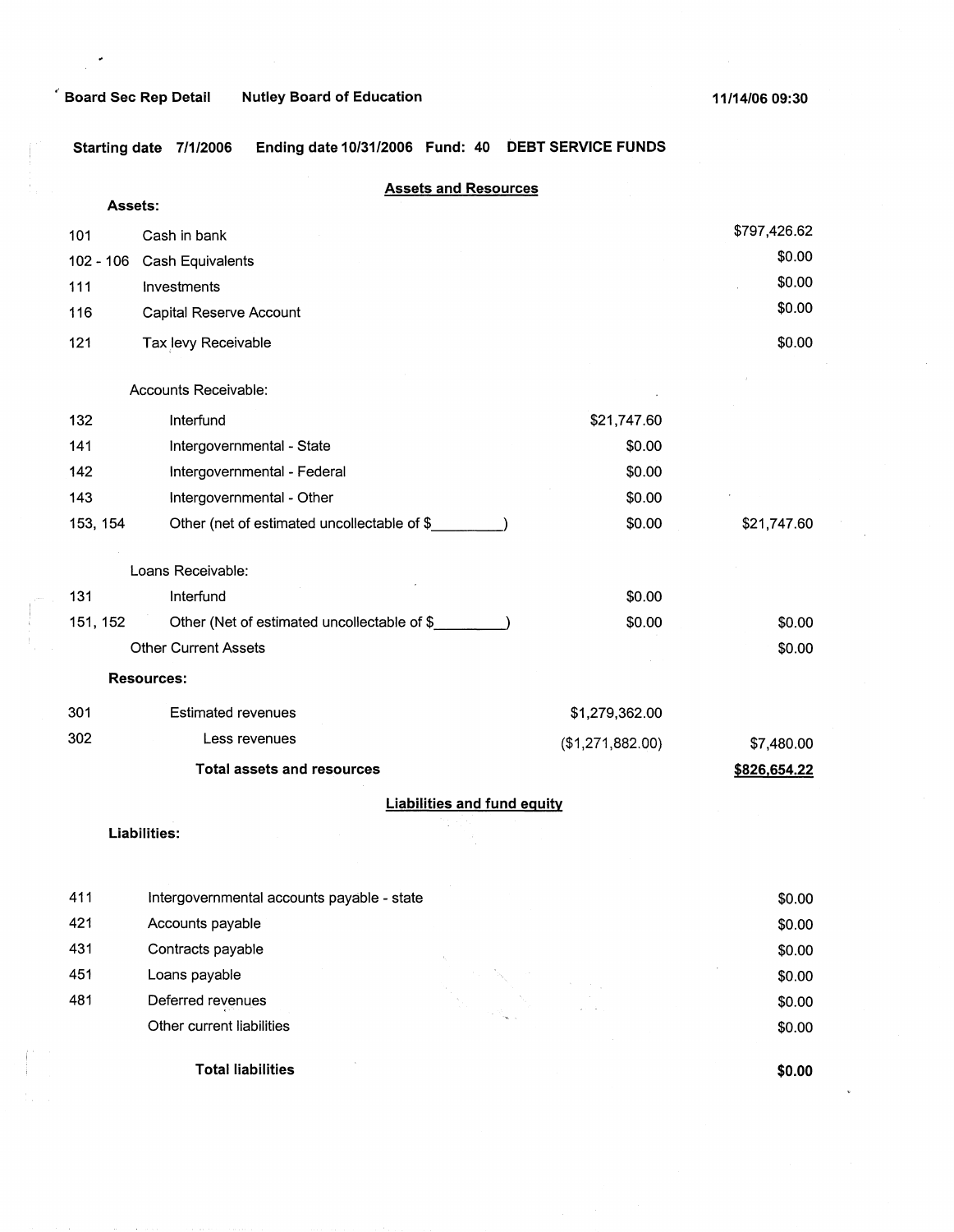Board Sec Rep Detail Nutley Board of Education 11/14/06 09:30

**Starting date 7/1/2006 Ending date 10/31/2006 Fund: 40 DEBT SERVICE FUNDS**

## Assets and Resources

**Assets:**

| | | | |
|---|---|---|---|
| 101 | Cash in bank | | $797,426.62 |
| 102 - 106 | Cash Equivalents | | $0.00 |
| 111 | Investments | | $0.00 |
| 116 | Capital Reserve Account | | $0.00 |
| 121 | Tax levy Receivable | | $0.00 |
| | Accounts Receivable: | | |
| 132 | Interfund | $21,747.60 | |
| 141 | Intergovernmental - State | $0.00 | |
| 142 | Intergovernmental - Federal | $0.00 | |
| 143 | Intergovernmental - Other | $0.00 | |
| 153, 154 | Other (net of estimated uncollectable of $_________) | $0.00 | $21,747.60 |
| | Loans Receivable: | | |
| 131 | Interfund | $0.00 | |
| 151, 152 | Other (Net of estimated uncollectable of $_________) | $0.00 | $0.00 |
| | Other Current Assets | | $0.00 |
| | **Resources:** | | |
| 301 | Estimated revenues | $1,279,362.00 | |
| 302 | Less revenues | ($1,271,882.00) | $7,480.00 |
| | **Total assets and resources** | | **$826,654.22** |

## Liabilities and fund equity

**Liabilities:**

| | | |
|---|---|---|
| 411 | Intergovernmental accounts payable - state | $0.00 |
| 421 | Accounts payable | $0.00 |
| 431 | Contracts payable | $0.00 |
| 451 | Loans payable | $0.00 |
| 481 | Deferred revenues | $0.00 |
| | Other current liabilities | $0.00 |
| | **Total liabilities** | **$0.00** |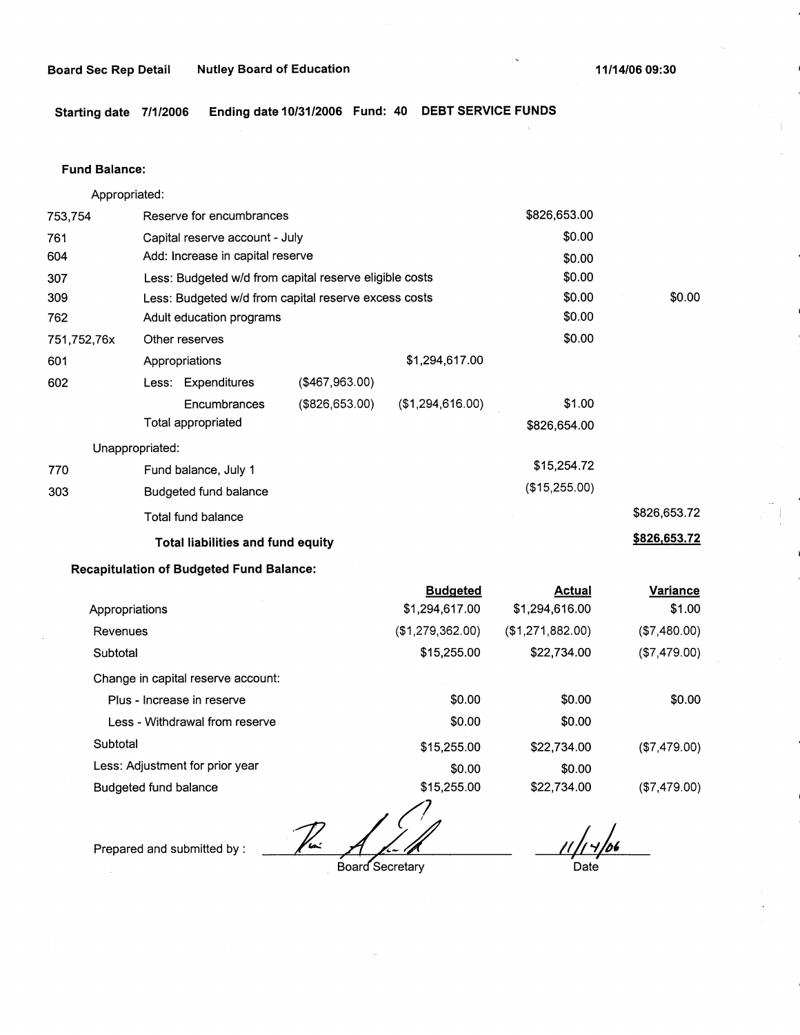Board Sec Rep Detail  Nutley Board of Education  11/14/06 09:30

**Starting date 7/1/2006  Ending date 10/31/2006  Fund: 40  DEBT SERVICE FUNDS**

**Fund Balance:**

| | | | | | |
|---|---|---|---|---|---|
| | Appropriated: | | | | |
| 753,754 | Reserve for encumbrances | | | $826,653.00 | |
| 761 | Capital reserve account - July | | | $0.00 | |
| 604 | Add: Increase in capital reserve | | | $0.00 | |
| 307 | Less: Budgeted w/d from capital reserve eligible costs | | | $0.00 | |
| 309 | Less: Budgeted w/d from capital reserve excess costs | | | $0.00 | $0.00 |
| 762 | Adult education programs | | | $0.00 | |
| 751,752,76x | Other reserves | | | $0.00 | |
| 601 | Appropriations | | $1,294,617.00 | | |
| 602 | Less: Expenditures | ($467,963.00) | | | |
| | Encumbrances | ($826,653.00) | ($1,294,616.00) | $1.00 | |
| | Total appropriated | | | $826,654.00 | |
| | Unappropriated: | | | | |
| 770 | Fund balance, July 1 | | | $15,254.72 | |
| 303 | Budgeted fund balance | | | ($15,255.00) | |
| | Total fund balance | | | | $826,653.72 |
| | **Total liabilities and fund equity** | | | | **$826,653.72** |

**Recapitulation of Budgeted Fund Balance:**

| | Budgeted | Actual | Variance |
|---|---|---|---|
| Appropriations | $1,294,617.00 | $1,294,616.00 | $1.00 |
| Revenues | ($1,279,362.00) | ($1,271,882.00) | ($7,480.00) |
| Subtotal | $15,255.00 | $22,734.00 | ($7,479.00) |
| Change in capital reserve account: | | | |
| Plus - Increase in reserve | $0.00 | $0.00 | $0.00 |
| Less - Withdrawal from reserve | $0.00 | $0.00 | |
| Subtotal | $15,255.00 | $22,734.00 | ($7,479.00) |
| Less: Adjustment for prior year | $0.00 | $0.00 | |
| Budgeted fund balance | $15,255.00 | $22,734.00 | ($7,479.00) |

Prepared and submitted by : ____________________ Board Secretary  11/14/06 Date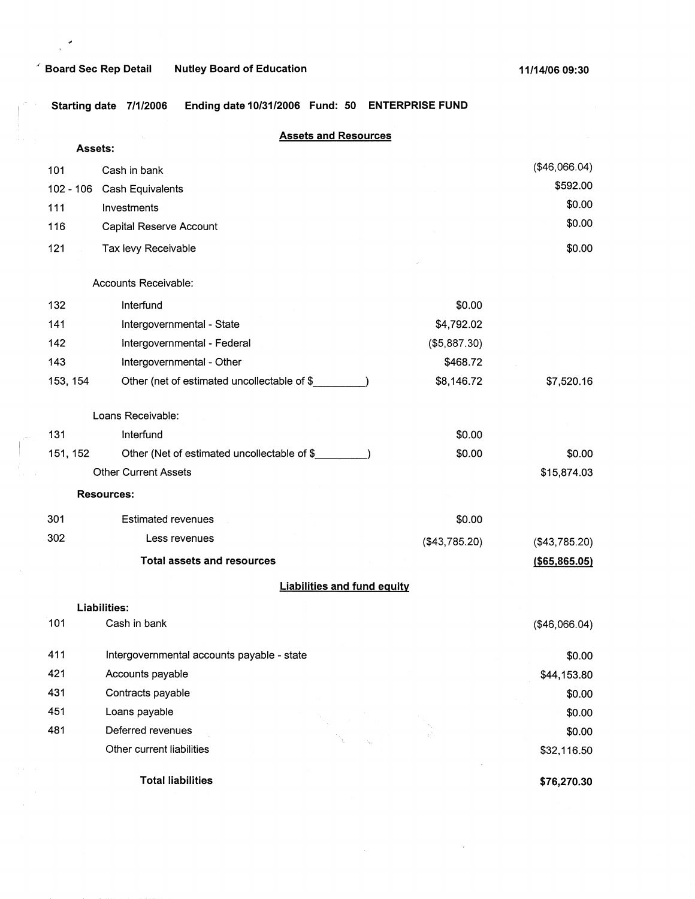Board Sec Rep Detail Nutley Board of Education 11/14/06 09:30

Starting date 7/1/2006 Ending date 10/31/2006 Fund: 50 ENTERPRISE FUND

## Assets and Resources

**Assets:**

| | | | |
|---|---|---|---|
| 101 | Cash in bank | | ($46,066.04) |
| 102 - 106 | Cash Equivalents | | $592.00 |
| 111 | Investments | | $0.00 |
| 116 | Capital Reserve Account | | $0.00 |
| 121 | Tax levy Receivable | | $0.00 |
| | Accounts Receivable: | | |
| 132 | Interfund | $0.00 | |
| 141 | Intergovernmental - State | $4,792.02 | |
| 142 | Intergovernmental - Federal | ($5,887.30) | |
| 143 | Intergovernmental - Other | $468.72 | |
| 153, 154 | Other (net of estimated uncollectable of $\_\_\_\_\_\_\_\_\_) | $8,146.72 | $7,520.16 |
| | Loans Receivable: | | |
| 131 | Interfund | $0.00 | |
| 151, 152 | Other (Net of estimated uncollectable of $\_\_\_\_\_\_\_\_\_) | $0.00 | $0.00 |
| | Other Current Assets | | $15,874.03 |

**Resources:**

| | | | |
|---|---|---|---|
| 301 | Estimated revenues | $0.00 | |
| 302 | Less revenues | ($43,785.20) | ($43,785.20) |
| | **Total assets and resources** | | **($65,865.05)** |

## Liabilities and fund equity

**Liabilities:**

| | | |
|---|---|---|
| 101 | Cash in bank | ($46,066.04) |
| 411 | Intergovernmental accounts payable - state | $0.00 |
| 421 | Accounts payable | $44,153.80 |
| 431 | Contracts payable | $0.00 |
| 451 | Loans payable | $0.00 |
| 481 | Deferred revenues | $0.00 |
| | Other current liabilities | $32,116.50 |
| | **Total liabilities** | **$76,270.30** |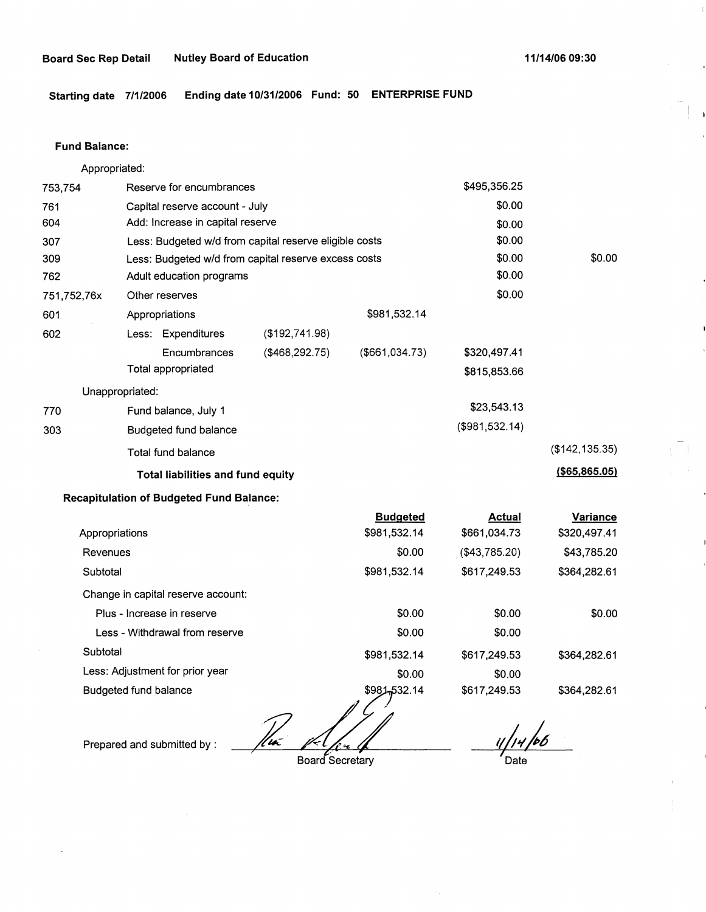Board Sec Rep Detail    Nutley Board of Education    11/14/06 09:30

Starting date 7/1/2006    Ending date 10/31/2006    Fund: 50    ENTERPRISE FUND

**Fund Balance:**

| | | | | | |
|---|---|---|---|---|---|
| | Appropriated: | | | | |
| 753,754 | Reserve for encumbrances | | | $495,356.25 | |
| 761 | Capital reserve account - July | | | $0.00 | |
| 604 | Add: Increase in capital reserve | | | $0.00 | |
| 307 | Less: Budgeted w/d from capital reserve eligible costs | | | $0.00 | |
| 309 | Less: Budgeted w/d from capital reserve excess costs | | | $0.00 | $0.00 |
| 762 | Adult education programs | | | $0.00 | |
| 751,752,76x | Other reserves | | | $0.00 | |
| 601 | Appropriations | | $981,532.14 | | |
| 602 | Less: Expenditures | ($192,741.98) | | | |
| | Encumbrances | ($468,292.75) | ($661,034.73) | $320,497.41 | |
| | Total appropriated | | | $815,853.66 | |
| | Unappropriated: | | | | |
| 770 | Fund balance, July 1 | | | $23,543.13 | |
| 303 | Budgeted fund balance | | | ($981,532.14) | |
| | Total fund balance | | | | ($142,135.35) |
| | **Total liabilities and fund equity** | | | | **($65,865.05)** |

**Recapitulation of Budgeted Fund Balance:**

| | Budgeted | Actual | Variance |
|---|---|---|---|
| Appropriations | $981,532.14 | $661,034.73 | $320,497.41 |
| Revenues | $0.00 | ($43,785.20) | $43,785.20 |
| Subtotal | $981,532.14 | $617,249.53 | $364,282.61 |
| Change in capital reserve account: | | | |
| Plus - Increase in reserve | $0.00 | $0.00 | $0.00 |
| Less - Withdrawal from reserve | $0.00 | $0.00 | |
| Subtotal | $981,532.14 | $617,249.53 | $364,282.61 |
| Less: Adjustment for prior year | $0.00 | $0.00 | |
| Budgeted fund balance | $981,532.14 | $617,249.53 | $364,282.61 |

Prepared and submitted by : ______________________ Board Secretary    11/14/06 Date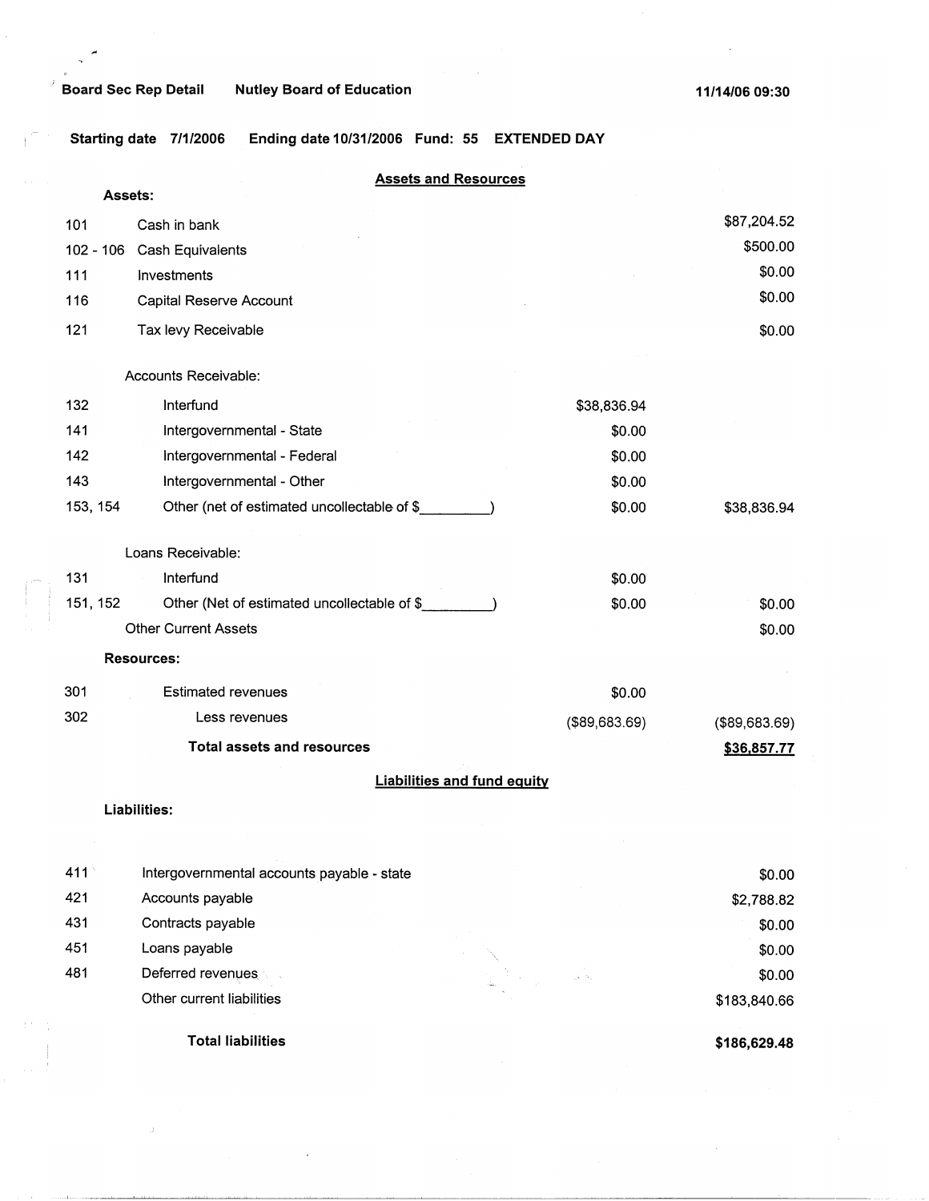Board Sec Rep Detail Nutley Board of Education 11/14/06 09:30

**Starting date 7/1/2006 Ending date 10/31/2006 Fund: 55 EXTENDED DAY**

## Assets and Resources

**Assets:**

| | | | |
|---|---|---|---|
| 101 | Cash in bank | | $87,204.52 |
| 102 - 106 | Cash Equivalents | | $500.00 |
| 111 | Investments | | $0.00 |
| 116 | Capital Reserve Account | | $0.00 |
| 121 | Tax levy Receivable | | $0.00 |
| | Accounts Receivable: | | |
| 132 | Interfund | $38,836.94 | |
| 141 | Intergovernmental - State | $0.00 | |
| 142 | Intergovernmental - Federal | $0.00 | |
| 143 | Intergovernmental - Other | $0.00 | |
| 153, 154 | Other (net of estimated uncollectable of $_________) | $0.00 | $38,836.94 |
| | Loans Receivable: | | |
| 131 | Interfund | $0.00 | |
| 151, 152 | Other (Net of estimated uncollectable of $_________) | $0.00 | $0.00 |
| | Other Current Assets | | $0.00 |
| | **Resources:** | | |
| 301 | Estimated revenues | $0.00 | |
| 302 | Less revenues | ($89,683.69) | ($89,683.69) |
| | **Total assets and resources** | | **$36,857.77** |

## Liabilities and fund equity

**Liabilities:**

| | | |
|---|---|---|
| 411 | Intergovernmental accounts payable - state | $0.00 |
| 421 | Accounts payable | $2,788.82 |
| 431 | Contracts payable | $0.00 |
| 451 | Loans payable | $0.00 |
| 481 | Deferred revenues | $0.00 |
| | Other current liabilities | $183,840.66 |
| | **Total liabilities** | **$186,629.48** |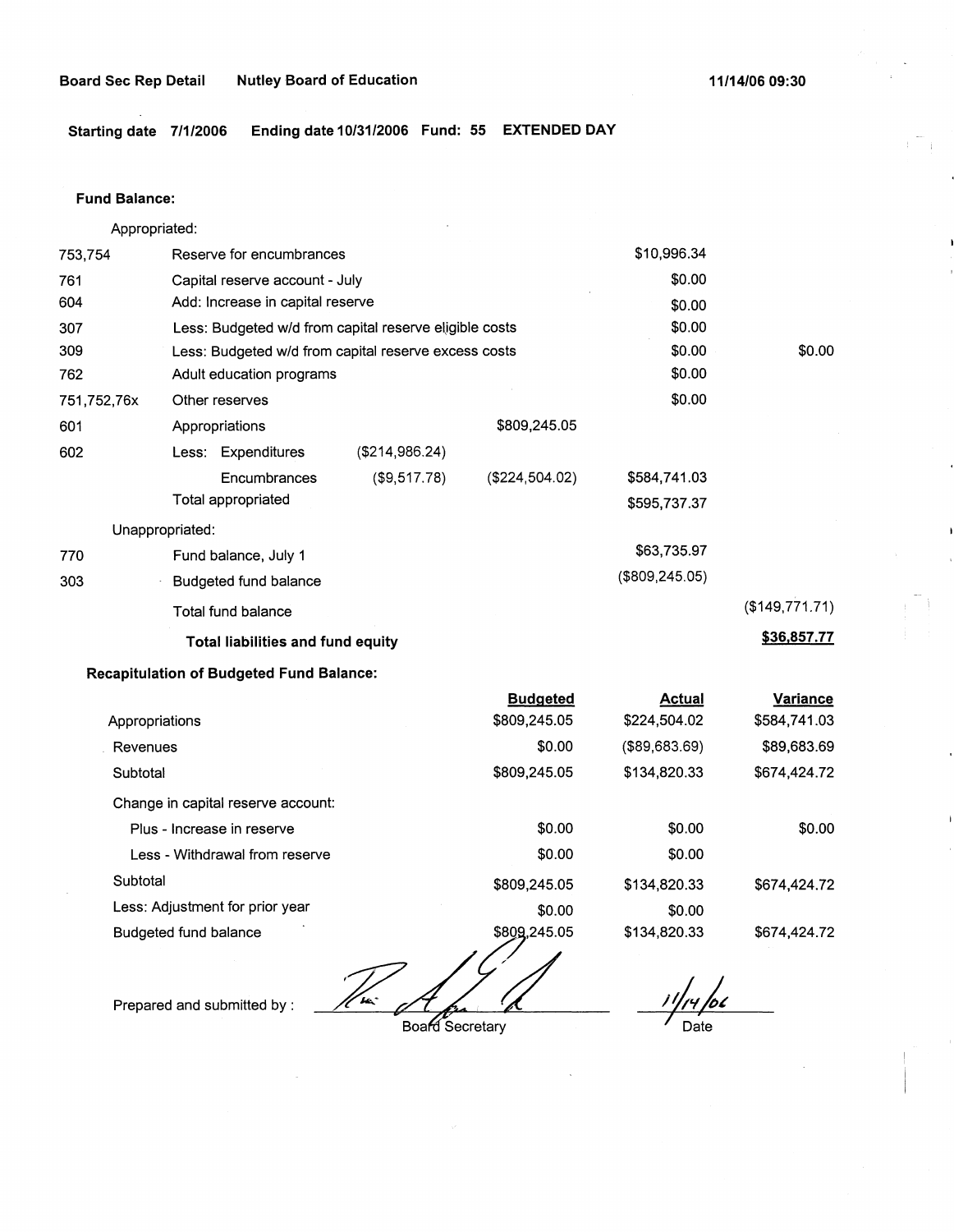**Board Sec Rep Detail** **Nutley Board of Education** **11/14/06 09:30**

**Starting date 7/1/2006 Ending date 10/31/2006 Fund: 55 EXTENDED DAY**

**Fund Balance:**

| | | | | | |
|---|---|---|---|---|---|
| | Appropriated: | | | | |
| 753,754 | Reserve for encumbrances | | | $10,996.34 | |
| 761 | Capital reserve account - July | | | $0.00 | |
| 604 | Add: Increase in capital reserve | | | $0.00 | |
| 307 | Less: Budgeted w/d from capital reserve eligible costs | | | $0.00 | |
| 309 | Less: Budgeted w/d from capital reserve excess costs | | | $0.00 | $0.00 |
| 762 | Adult education programs | | | $0.00 | |
| 751,752,76x | Other reserves | | | $0.00 | |
| 601 | Appropriations | | $809,245.05 | | |
| 602 | Less: Expenditures | ($214,986.24) | | | |
| | Encumbrances | ($9,517.78) | ($224,504.02) | $584,741.03 | |
| | Total appropriated | | | $595,737.37 | |
| | Unappropriated: | | | | |
| 770 | Fund balance, July 1 | | | $63,735.97 | |
| 303 | Budgeted fund balance | | | ($809,245.05) | |
| | Total fund balance | | | | ($149,771.71) |
| | **Total liabilities and fund equity** | | | | **$36,857.77** |

**Recapitulation of Budgeted Fund Balance:**

| | Budgeted | Actual | Variance |
|---|---|---|---|
| Appropriations | $809,245.05 | $224,504.02 | $584,741.03 |
| Revenues | $0.00 | ($89,683.69) | $89,683.69 |
| Subtotal | $809,245.05 | $134,820.33 | $674,424.72 |
| Change in capital reserve account: | | | |
| Plus - Increase in reserve | $0.00 | $0.00 | $0.00 |
| Less - Withdrawal from reserve | $0.00 | $0.00 | |
| Subtotal | $809,245.05 | $134,820.33 | $674,424.72 |
| Less: Adjustment for prior year | $0.00 | $0.00 | |
| Budgeted fund balance | $809,245.05 | $134,820.33 | $674,424.72 |

Prepared and submitted by : ____________________ Board Secretary  11/14/06 Date